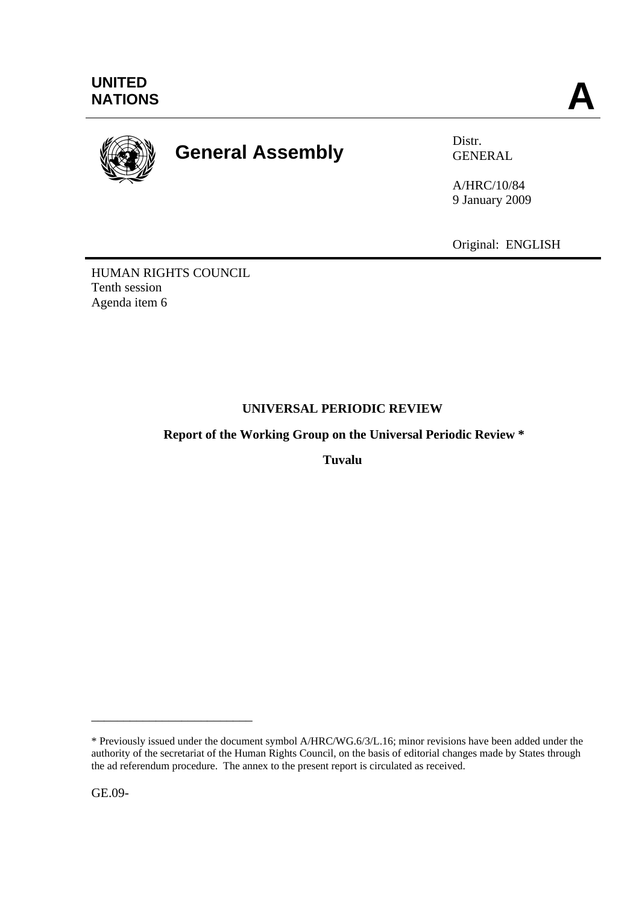UNITED
NATIONS

**A**

**General Assembly**

Distr.
GENERAL

A/HRC/10/84
9 January 2009

Original: ENGLISH

HUMAN RIGHTS COUNCIL
Tenth session
Agenda item 6

**UNIVERSAL PERIODIC REVIEW**

**Report of the Working Group on the Universal Periodic Review ***

**Tuvalu**

---

* Previously issued under the document symbol A/HRC/WG.6/3/L.16; minor revisions have been added under the authority of the secretariat of the Human Rights Council, on the basis of editorial changes made by States through the ad referendum procedure. The annex to the present report is circulated as received.

GE.09-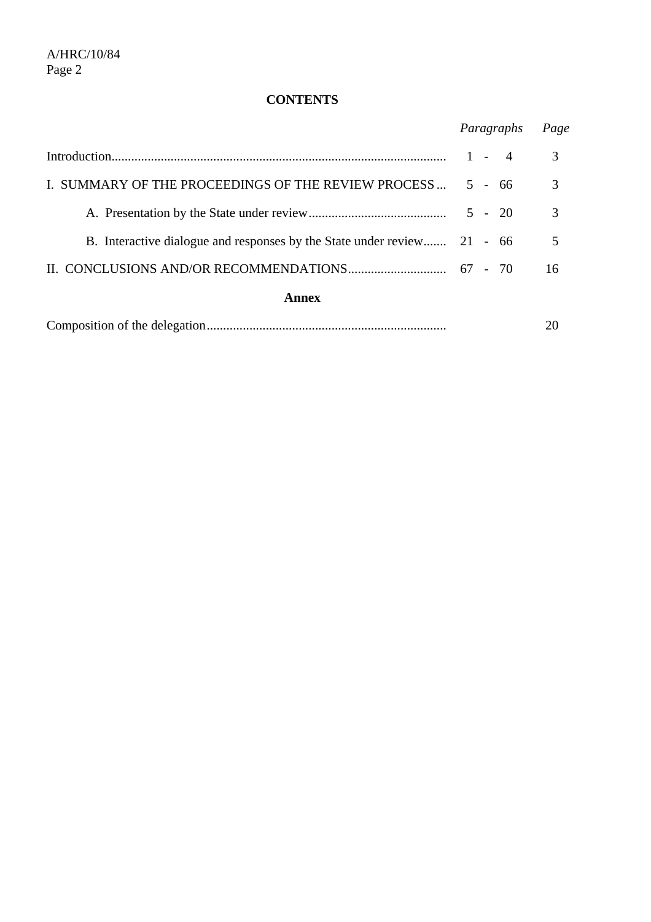**CONTENTS**

| | *Paragraphs* | *Page* |
|---|---|---|
| Introduction | 1 - 4 | 3 |
| I. SUMMARY OF THE PROCEEDINGS OF THE REVIEW PROCESS | 5 - 66 | 3 |
| A. Presentation by the State under review | 5 - 20 | 3 |
| B. Interactive dialogue and responses by the State under review | 21 - 66 | 5 |
| II. CONCLUSIONS AND/OR RECOMMENDATIONS | 67 - 70 | 16 |

**Annex**

| | | |
|---|---|---|
| Composition of the delegation | | 20 |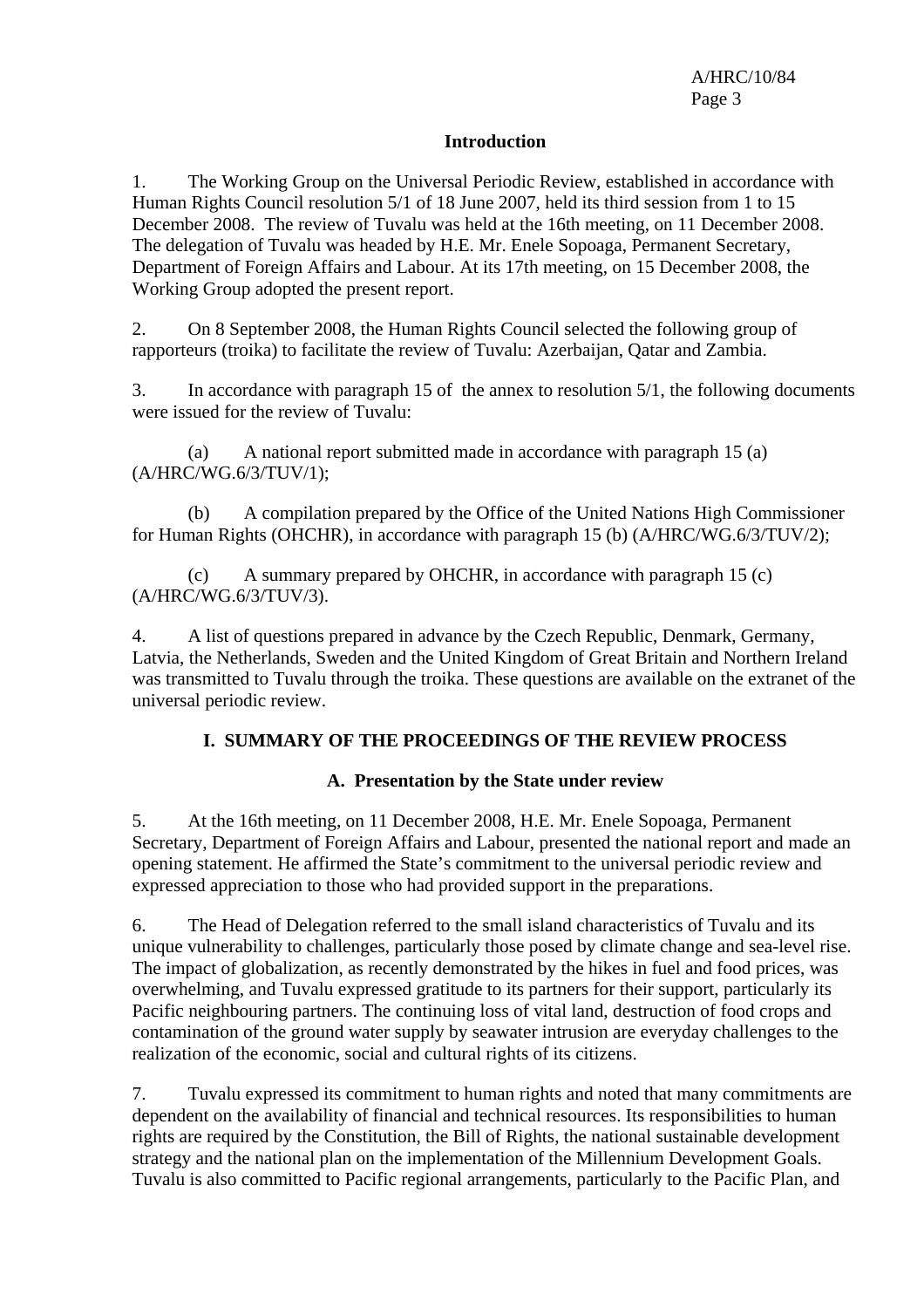## Introduction

1. The Working Group on the Universal Periodic Review, established in accordance with Human Rights Council resolution 5/1 of 18 June 2007, held its third session from 1 to 15 December 2008. The review of Tuvalu was held at the 16th meeting, on 11 December 2008. The delegation of Tuvalu was headed by H.E. Mr. Enele Sopoaga, Permanent Secretary, Department of Foreign Affairs and Labour. At its 17th meeting, on 15 December 2008, the Working Group adopted the present report.

2. On 8 September 2008, the Human Rights Council selected the following group of rapporteurs (troika) to facilitate the review of Tuvalu: Azerbaijan, Qatar and Zambia.

3. In accordance with paragraph 15 of the annex to resolution 5/1, the following documents were issued for the review of Tuvalu:

(a) A national report submitted made in accordance with paragraph 15 (a) (A/HRC/WG.6/3/TUV/1);

(b) A compilation prepared by the Office of the United Nations High Commissioner for Human Rights (OHCHR), in accordance with paragraph 15 (b) (A/HRC/WG.6/3/TUV/2);

(c) A summary prepared by OHCHR, in accordance with paragraph 15 (c) (A/HRC/WG.6/3/TUV/3).

4. A list of questions prepared in advance by the Czech Republic, Denmark, Germany, Latvia, the Netherlands, Sweden and the United Kingdom of Great Britain and Northern Ireland was transmitted to Tuvalu through the troika. These questions are available on the extranet of the universal periodic review.

# I. SUMMARY OF THE PROCEEDINGS OF THE REVIEW PROCESS

## A. Presentation by the State under review

5. At the 16th meeting, on 11 December 2008, H.E. Mr. Enele Sopoaga, Permanent Secretary, Department of Foreign Affairs and Labour, presented the national report and made an opening statement. He affirmed the State's commitment to the universal periodic review and expressed appreciation to those who had provided support in the preparations.

6. The Head of Delegation referred to the small island characteristics of Tuvalu and its unique vulnerability to challenges, particularly those posed by climate change and sea-level rise. The impact of globalization, as recently demonstrated by the hikes in fuel and food prices, was overwhelming, and Tuvalu expressed gratitude to its partners for their support, particularly its Pacific neighbouring partners. The continuing loss of vital land, destruction of food crops and contamination of the ground water supply by seawater intrusion are everyday challenges to the realization of the economic, social and cultural rights of its citizens.

7. Tuvalu expressed its commitment to human rights and noted that many commitments are dependent on the availability of financial and technical resources. Its responsibilities to human rights are required by the Constitution, the Bill of Rights, the national sustainable development strategy and the national plan on the implementation of the Millennium Development Goals. Tuvalu is also committed to Pacific regional arrangements, particularly to the Pacific Plan, and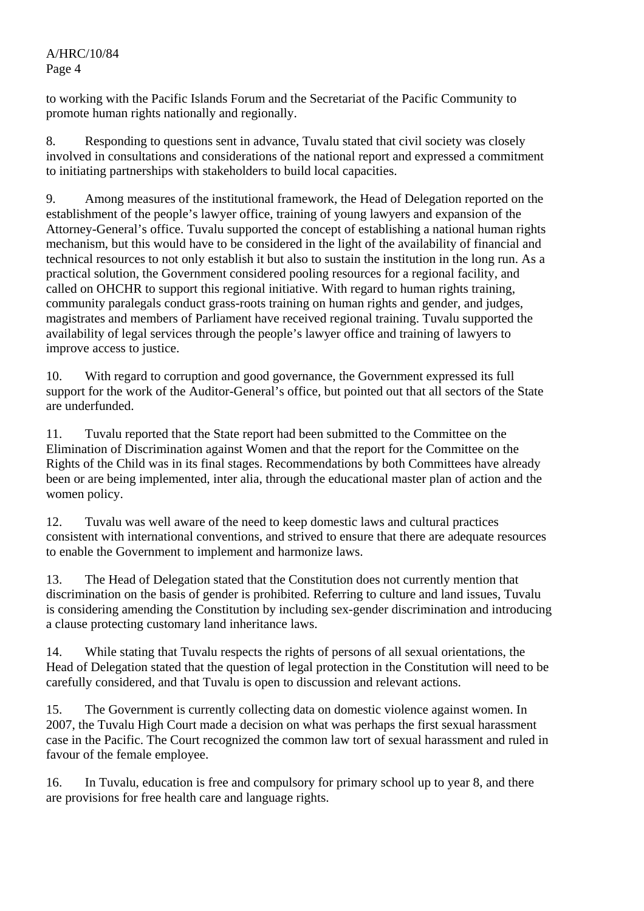to working with the Pacific Islands Forum and the Secretariat of the Pacific Community to promote human rights nationally and regionally.

8. Responding to questions sent in advance, Tuvalu stated that civil society was closely involved in consultations and considerations of the national report and expressed a commitment to initiating partnerships with stakeholders to build local capacities.

9. Among measures of the institutional framework, the Head of Delegation reported on the establishment of the people's lawyer office, training of young lawyers and expansion of the Attorney-General's office. Tuvalu supported the concept of establishing a national human rights mechanism, but this would have to be considered in the light of the availability of financial and technical resources to not only establish it but also to sustain the institution in the long run. As a practical solution, the Government considered pooling resources for a regional facility, and called on OHCHR to support this regional initiative. With regard to human rights training, community paralegals conduct grass-roots training on human rights and gender, and judges, magistrates and members of Parliament have received regional training. Tuvalu supported the availability of legal services through the people's lawyer office and training of lawyers to improve access to justice.

10. With regard to corruption and good governance, the Government expressed its full support for the work of the Auditor-General's office, but pointed out that all sectors of the State are underfunded.

11. Tuvalu reported that the State report had been submitted to the Committee on the Elimination of Discrimination against Women and that the report for the Committee on the Rights of the Child was in its final stages. Recommendations by both Committees have already been or are being implemented, inter alia, through the educational master plan of action and the women policy.

12. Tuvalu was well aware of the need to keep domestic laws and cultural practices consistent with international conventions, and strived to ensure that there are adequate resources to enable the Government to implement and harmonize laws.

13. The Head of Delegation stated that the Constitution does not currently mention that discrimination on the basis of gender is prohibited. Referring to culture and land issues, Tuvalu is considering amending the Constitution by including sex-gender discrimination and introducing a clause protecting customary land inheritance laws.

14. While stating that Tuvalu respects the rights of persons of all sexual orientations, the Head of Delegation stated that the question of legal protection in the Constitution will need to be carefully considered, and that Tuvalu is open to discussion and relevant actions.

15. The Government is currently collecting data on domestic violence against women. In 2007, the Tuvalu High Court made a decision on what was perhaps the first sexual harassment case in the Pacific. The Court recognized the common law tort of sexual harassment and ruled in favour of the female employee.

16. In Tuvalu, education is free and compulsory for primary school up to year 8, and there are provisions for free health care and language rights.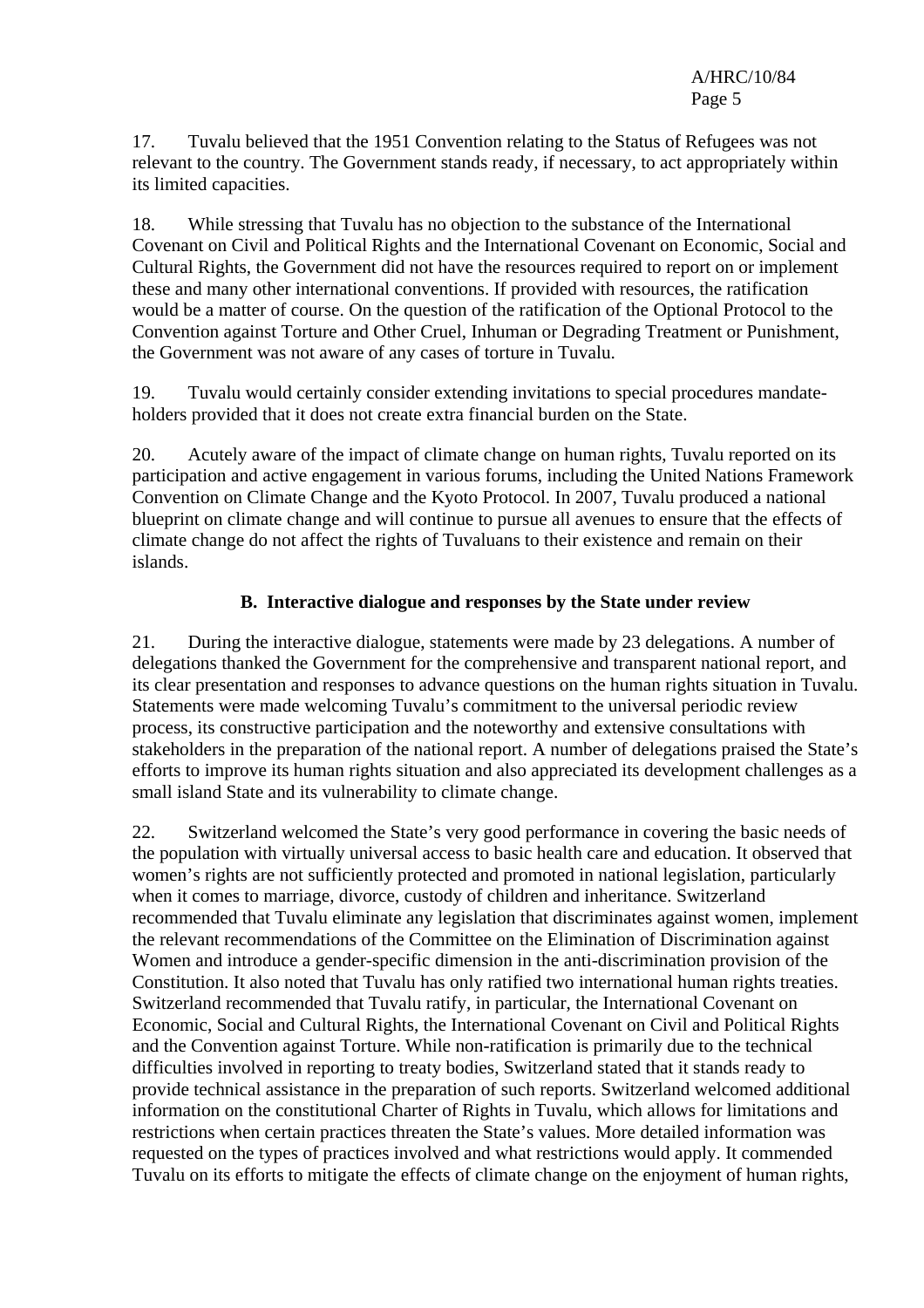17. Tuvalu believed that the 1951 Convention relating to the Status of Refugees was not relevant to the country. The Government stands ready, if necessary, to act appropriately within its limited capacities.

18. While stressing that Tuvalu has no objection to the substance of the International Covenant on Civil and Political Rights and the International Covenant on Economic, Social and Cultural Rights, the Government did not have the resources required to report on or implement these and many other international conventions. If provided with resources, the ratification would be a matter of course. On the question of the ratification of the Optional Protocol to the Convention against Torture and Other Cruel, Inhuman or Degrading Treatment or Punishment, the Government was not aware of any cases of torture in Tuvalu.

19. Tuvalu would certainly consider extending invitations to special procedures mandate-holders provided that it does not create extra financial burden on the State.

20. Acutely aware of the impact of climate change on human rights, Tuvalu reported on its participation and active engagement in various forums, including the United Nations Framework Convention on Climate Change and the Kyoto Protocol. In 2007, Tuvalu produced a national blueprint on climate change and will continue to pursue all avenues to ensure that the effects of climate change do not affect the rights of Tuvaluans to their existence and remain on their islands.

## B. Interactive dialogue and responses by the State under review

21. During the interactive dialogue, statements were made by 23 delegations. A number of delegations thanked the Government for the comprehensive and transparent national report, and its clear presentation and responses to advance questions on the human rights situation in Tuvalu. Statements were made welcoming Tuvalu's commitment to the universal periodic review process, its constructive participation and the noteworthy and extensive consultations with stakeholders in the preparation of the national report. A number of delegations praised the State's efforts to improve its human rights situation and also appreciated its development challenges as a small island State and its vulnerability to climate change.

22. Switzerland welcomed the State's very good performance in covering the basic needs of the population with virtually universal access to basic health care and education. It observed that women's rights are not sufficiently protected and promoted in national legislation, particularly when it comes to marriage, divorce, custody of children and inheritance. Switzerland recommended that Tuvalu eliminate any legislation that discriminates against women, implement the relevant recommendations of the Committee on the Elimination of Discrimination against Women and introduce a gender-specific dimension in the anti-discrimination provision of the Constitution. It also noted that Tuvalu has only ratified two international human rights treaties. Switzerland recommended that Tuvalu ratify, in particular, the International Covenant on Economic, Social and Cultural Rights, the International Covenant on Civil and Political Rights and the Convention against Torture. While non-ratification is primarily due to the technical difficulties involved in reporting to treaty bodies, Switzerland stated that it stands ready to provide technical assistance in the preparation of such reports. Switzerland welcomed additional information on the constitutional Charter of Rights in Tuvalu, which allows for limitations and restrictions when certain practices threaten the State's values. More detailed information was requested on the types of practices involved and what restrictions would apply. It commended Tuvalu on its efforts to mitigate the effects of climate change on the enjoyment of human rights,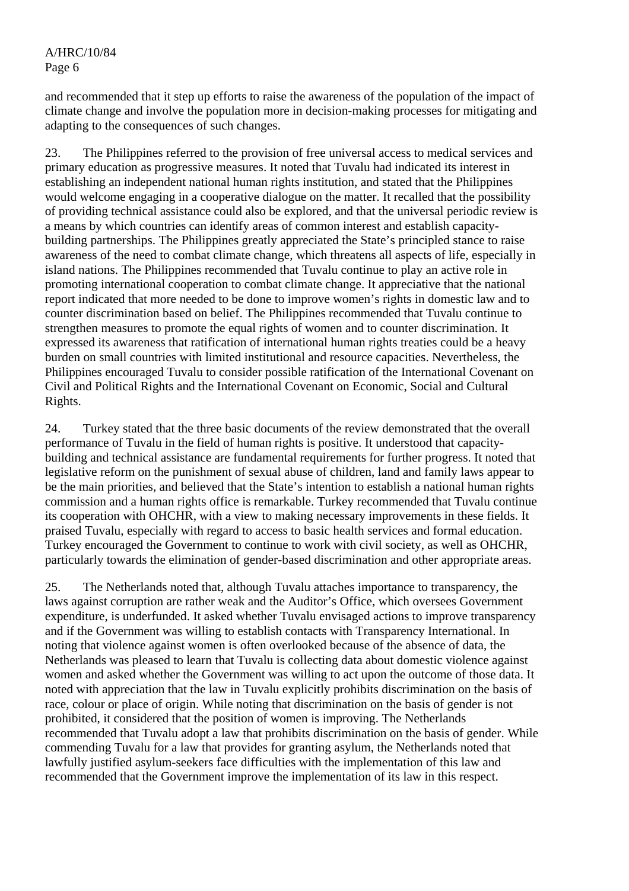and recommended that it step up efforts to raise the awareness of the population of the impact of climate change and involve the population more in decision-making processes for mitigating and adapting to the consequences of such changes.

23. The Philippines referred to the provision of free universal access to medical services and primary education as progressive measures. It noted that Tuvalu had indicated its interest in establishing an independent national human rights institution, and stated that the Philippines would welcome engaging in a cooperative dialogue on the matter. It recalled that the possibility of providing technical assistance could also be explored, and that the universal periodic review is a means by which countries can identify areas of common interest and establish capacity-building partnerships. The Philippines greatly appreciated the State's principled stance to raise awareness of the need to combat climate change, which threatens all aspects of life, especially in island nations. The Philippines recommended that Tuvalu continue to play an active role in promoting international cooperation to combat climate change. It appreciative that the national report indicated that more needed to be done to improve women's rights in domestic law and to counter discrimination based on belief. The Philippines recommended that Tuvalu continue to strengthen measures to promote the equal rights of women and to counter discrimination. It expressed its awareness that ratification of international human rights treaties could be a heavy burden on small countries with limited institutional and resource capacities. Nevertheless, the Philippines encouraged Tuvalu to consider possible ratification of the International Covenant on Civil and Political Rights and the International Covenant on Economic, Social and Cultural Rights.

24. Turkey stated that the three basic documents of the review demonstrated that the overall performance of Tuvalu in the field of human rights is positive. It understood that capacity-building and technical assistance are fundamental requirements for further progress. It noted that legislative reform on the punishment of sexual abuse of children, land and family laws appear to be the main priorities, and believed that the State's intention to establish a national human rights commission and a human rights office is remarkable. Turkey recommended that Tuvalu continue its cooperation with OHCHR, with a view to making necessary improvements in these fields. It praised Tuvalu, especially with regard to access to basic health services and formal education. Turkey encouraged the Government to continue to work with civil society, as well as OHCHR, particularly towards the elimination of gender-based discrimination and other appropriate areas.

25. The Netherlands noted that, although Tuvalu attaches importance to transparency, the laws against corruption are rather weak and the Auditor's Office, which oversees Government expenditure, is underfunded. It asked whether Tuvalu envisaged actions to improve transparency and if the Government was willing to establish contacts with Transparency International. In noting that violence against women is often overlooked because of the absence of data, the Netherlands was pleased to learn that Tuvalu is collecting data about domestic violence against women and asked whether the Government was willing to act upon the outcome of those data. It noted with appreciation that the law in Tuvalu explicitly prohibits discrimination on the basis of race, colour or place of origin. While noting that discrimination on the basis of gender is not prohibited, it considered that the position of women is improving. The Netherlands recommended that Tuvalu adopt a law that prohibits discrimination on the basis of gender. While commending Tuvalu for a law that provides for granting asylum, the Netherlands noted that lawfully justified asylum-seekers face difficulties with the implementation of this law and recommended that the Government improve the implementation of its law in this respect.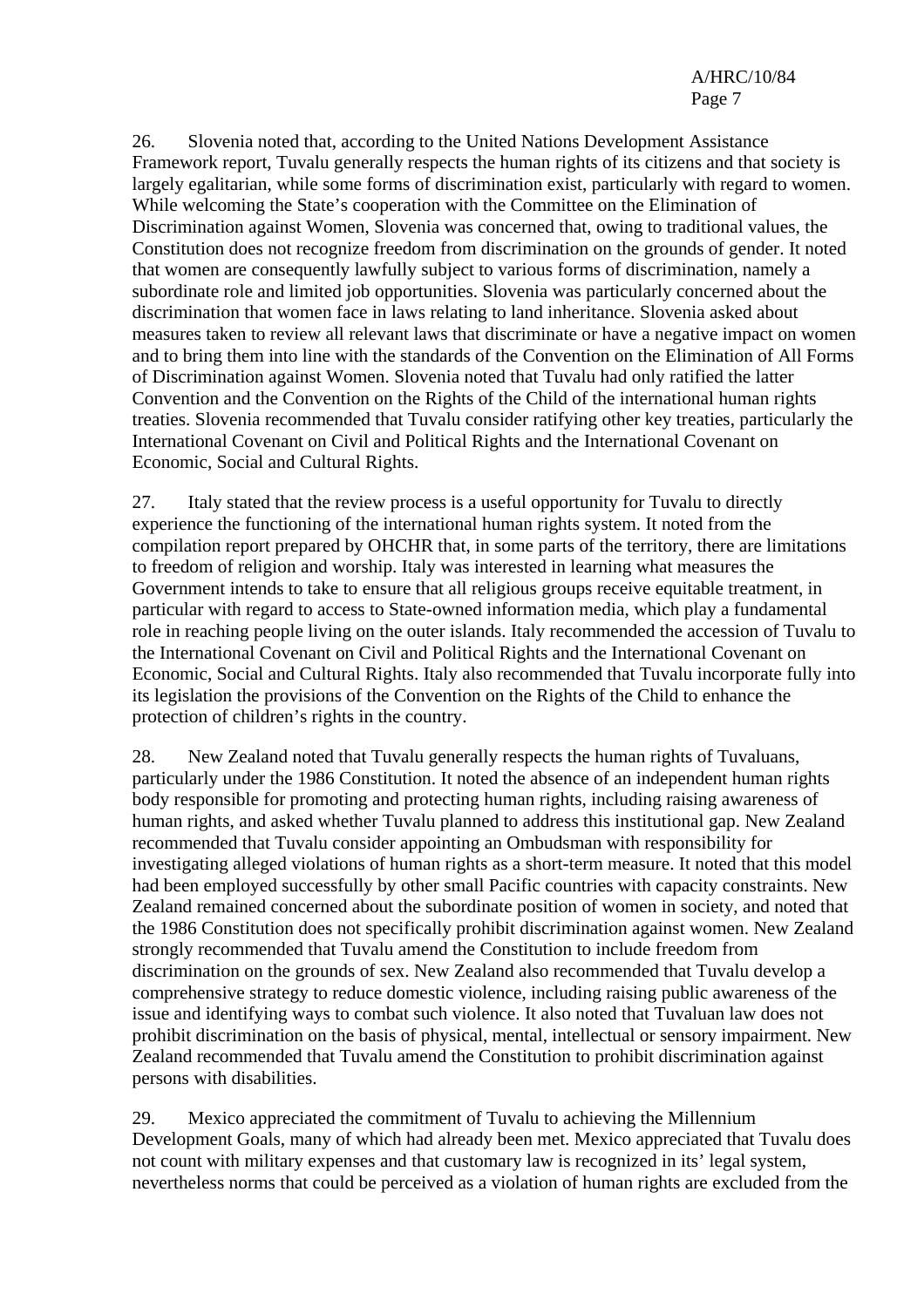26. Slovenia noted that, according to the United Nations Development Assistance Framework report, Tuvalu generally respects the human rights of its citizens and that society is largely egalitarian, while some forms of discrimination exist, particularly with regard to women. While welcoming the State's cooperation with the Committee on the Elimination of Discrimination against Women, Slovenia was concerned that, owing to traditional values, the Constitution does not recognize freedom from discrimination on the grounds of gender. It noted that women are consequently lawfully subject to various forms of discrimination, namely a subordinate role and limited job opportunities. Slovenia was particularly concerned about the discrimination that women face in laws relating to land inheritance. Slovenia asked about measures taken to review all relevant laws that discriminate or have a negative impact on women and to bring them into line with the standards of the Convention on the Elimination of All Forms of Discrimination against Women. Slovenia noted that Tuvalu had only ratified the latter Convention and the Convention on the Rights of the Child of the international human rights treaties. Slovenia recommended that Tuvalu consider ratifying other key treaties, particularly the International Covenant on Civil and Political Rights and the International Covenant on Economic, Social and Cultural Rights.

27. Italy stated that the review process is a useful opportunity for Tuvalu to directly experience the functioning of the international human rights system. It noted from the compilation report prepared by OHCHR that, in some parts of the territory, there are limitations to freedom of religion and worship. Italy was interested in learning what measures the Government intends to take to ensure that all religious groups receive equitable treatment, in particular with regard to access to State-owned information media, which play a fundamental role in reaching people living on the outer islands. Italy recommended the accession of Tuvalu to the International Covenant on Civil and Political Rights and the International Covenant on Economic, Social and Cultural Rights. Italy also recommended that Tuvalu incorporate fully into its legislation the provisions of the Convention on the Rights of the Child to enhance the protection of children's rights in the country.

28. New Zealand noted that Tuvalu generally respects the human rights of Tuvaluans, particularly under the 1986 Constitution. It noted the absence of an independent human rights body responsible for promoting and protecting human rights, including raising awareness of human rights, and asked whether Tuvalu planned to address this institutional gap. New Zealand recommended that Tuvalu consider appointing an Ombudsman with responsibility for investigating alleged violations of human rights as a short-term measure. It noted that this model had been employed successfully by other small Pacific countries with capacity constraints. New Zealand remained concerned about the subordinate position of women in society, and noted that the 1986 Constitution does not specifically prohibit discrimination against women. New Zealand strongly recommended that Tuvalu amend the Constitution to include freedom from discrimination on the grounds of sex. New Zealand also recommended that Tuvalu develop a comprehensive strategy to reduce domestic violence, including raising public awareness of the issue and identifying ways to combat such violence. It also noted that Tuvaluan law does not prohibit discrimination on the basis of physical, mental, intellectual or sensory impairment. New Zealand recommended that Tuvalu amend the Constitution to prohibit discrimination against persons with disabilities.

29. Mexico appreciated the commitment of Tuvalu to achieving the Millennium Development Goals, many of which had already been met. Mexico appreciated that Tuvalu does not count with military expenses and that customary law is recognized in its' legal system, nevertheless norms that could be perceived as a violation of human rights are excluded from the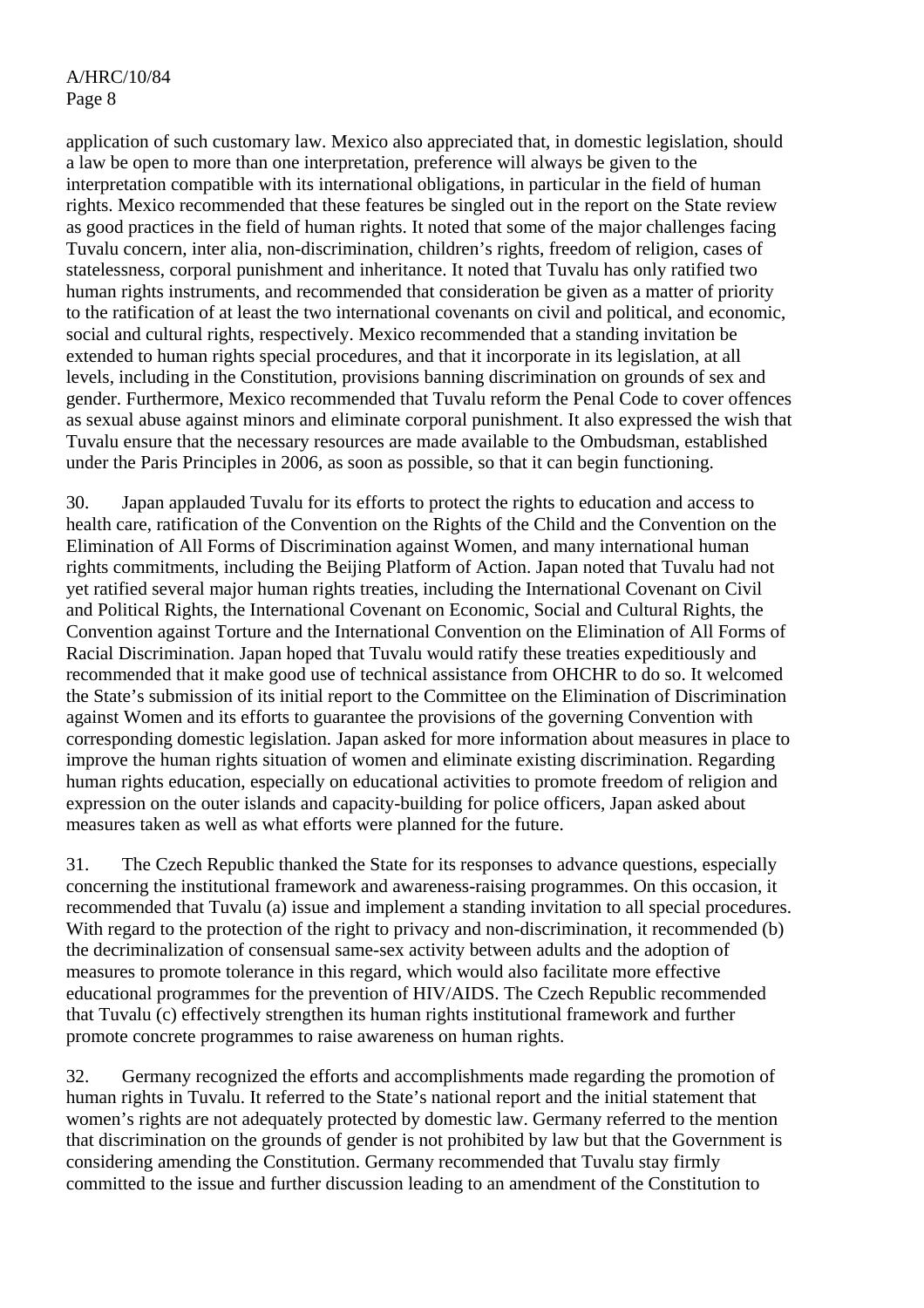application of such customary law. Mexico also appreciated that, in domestic legislation, should a law be open to more than one interpretation, preference will always be given to the interpretation compatible with its international obligations, in particular in the field of human rights. Mexico recommended that these features be singled out in the report on the State review as good practices in the field of human rights. It noted that some of the major challenges facing Tuvalu concern, inter alia, non-discrimination, children's rights, freedom of religion, cases of statelessness, corporal punishment and inheritance. It noted that Tuvalu has only ratified two human rights instruments, and recommended that consideration be given as a matter of priority to the ratification of at least the two international covenants on civil and political, and economic, social and cultural rights, respectively. Mexico recommended that a standing invitation be extended to human rights special procedures, and that it incorporate in its legislation, at all levels, including in the Constitution, provisions banning discrimination on grounds of sex and gender. Furthermore, Mexico recommended that Tuvalu reform the Penal Code to cover offences as sexual abuse against minors and eliminate corporal punishment. It also expressed the wish that Tuvalu ensure that the necessary resources are made available to the Ombudsman, established under the Paris Principles in 2006, as soon as possible, so that it can begin functioning.

30. Japan applauded Tuvalu for its efforts to protect the rights to education and access to health care, ratification of the Convention on the Rights of the Child and the Convention on the Elimination of All Forms of Discrimination against Women, and many international human rights commitments, including the Beijing Platform of Action. Japan noted that Tuvalu had not yet ratified several major human rights treaties, including the International Covenant on Civil and Political Rights, the International Covenant on Economic, Social and Cultural Rights, the Convention against Torture and the International Convention on the Elimination of All Forms of Racial Discrimination. Japan hoped that Tuvalu would ratify these treaties expeditiously and recommended that it make good use of technical assistance from OHCHR to do so. It welcomed the State's submission of its initial report to the Committee on the Elimination of Discrimination against Women and its efforts to guarantee the provisions of the governing Convention with corresponding domestic legislation. Japan asked for more information about measures in place to improve the human rights situation of women and eliminate existing discrimination. Regarding human rights education, especially on educational activities to promote freedom of religion and expression on the outer islands and capacity-building for police officers, Japan asked about measures taken as well as what efforts were planned for the future.

31. The Czech Republic thanked the State for its responses to advance questions, especially concerning the institutional framework and awareness-raising programmes. On this occasion, it recommended that Tuvalu (a) issue and implement a standing invitation to all special procedures. With regard to the protection of the right to privacy and non-discrimination, it recommended (b) the decriminalization of consensual same-sex activity between adults and the adoption of measures to promote tolerance in this regard, which would also facilitate more effective educational programmes for the prevention of HIV/AIDS. The Czech Republic recommended that Tuvalu (c) effectively strengthen its human rights institutional framework and further promote concrete programmes to raise awareness on human rights.

32. Germany recognized the efforts and accomplishments made regarding the promotion of human rights in Tuvalu. It referred to the State's national report and the initial statement that women's rights are not adequately protected by domestic law. Germany referred to the mention that discrimination on the grounds of gender is not prohibited by law but that the Government is considering amending the Constitution. Germany recommended that Tuvalu stay firmly committed to the issue and further discussion leading to an amendment of the Constitution to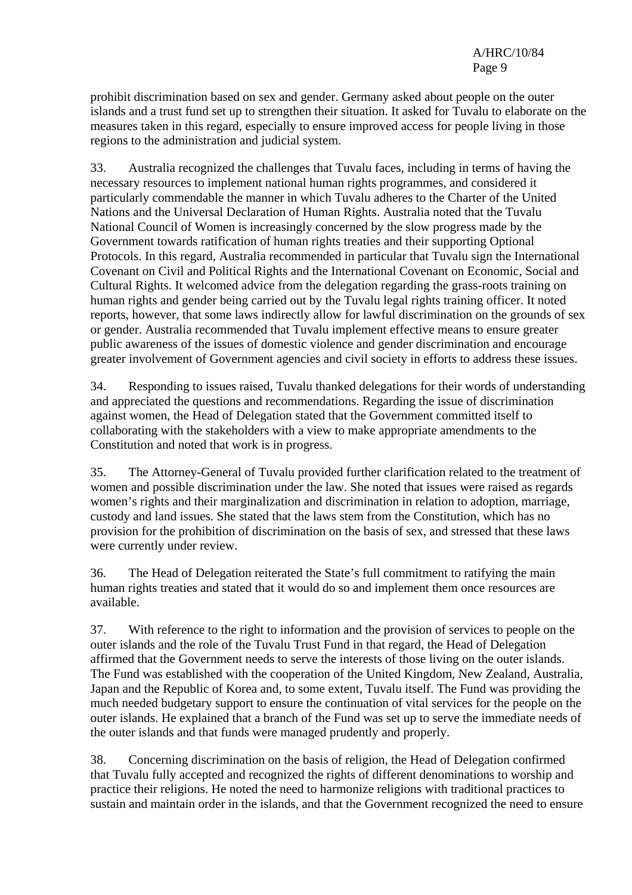prohibit discrimination based on sex and gender. Germany asked about people on the outer islands and a trust fund set up to strengthen their situation. It asked for Tuvalu to elaborate on the measures taken in this regard, especially to ensure improved access for people living in those regions to the administration and judicial system.

33. Australia recognized the challenges that Tuvalu faces, including in terms of having the necessary resources to implement national human rights programmes, and considered it particularly commendable the manner in which Tuvalu adheres to the Charter of the United Nations and the Universal Declaration of Human Rights. Australia noted that the Tuvalu National Council of Women is increasingly concerned by the slow progress made by the Government towards ratification of human rights treaties and their supporting Optional Protocols. In this regard, Australia recommended in particular that Tuvalu sign the International Covenant on Civil and Political Rights and the International Covenant on Economic, Social and Cultural Rights. It welcomed advice from the delegation regarding the grass-roots training on human rights and gender being carried out by the Tuvalu legal rights training officer. It noted reports, however, that some laws indirectly allow for lawful discrimination on the grounds of sex or gender. Australia recommended that Tuvalu implement effective means to ensure greater public awareness of the issues of domestic violence and gender discrimination and encourage greater involvement of Government agencies and civil society in efforts to address these issues.

34. Responding to issues raised, Tuvalu thanked delegations for their words of understanding and appreciated the questions and recommendations. Regarding the issue of discrimination against women, the Head of Delegation stated that the Government committed itself to collaborating with the stakeholders with a view to make appropriate amendments to the Constitution and noted that work is in progress.

35. The Attorney-General of Tuvalu provided further clarification related to the treatment of women and possible discrimination under the law. She noted that issues were raised as regards women's rights and their marginalization and discrimination in relation to adoption, marriage, custody and land issues. She stated that the laws stem from the Constitution, which has no provision for the prohibition of discrimination on the basis of sex, and stressed that these laws were currently under review.

36. The Head of Delegation reiterated the State's full commitment to ratifying the main human rights treaties and stated that it would do so and implement them once resources are available.

37. With reference to the right to information and the provision of services to people on the outer islands and the role of the Tuvalu Trust Fund in that regard, the Head of Delegation affirmed that the Government needs to serve the interests of those living on the outer islands. The Fund was established with the cooperation of the United Kingdom, New Zealand, Australia, Japan and the Republic of Korea and, to some extent, Tuvalu itself. The Fund was providing the much needed budgetary support to ensure the continuation of vital services for the people on the outer islands. He explained that a branch of the Fund was set up to serve the immediate needs of the outer islands and that funds were managed prudently and properly.

38. Concerning discrimination on the basis of religion, the Head of Delegation confirmed that Tuvalu fully accepted and recognized the rights of different denominations to worship and practice their religions. He noted the need to harmonize religions with traditional practices to sustain and maintain order in the islands, and that the Government recognized the need to ensure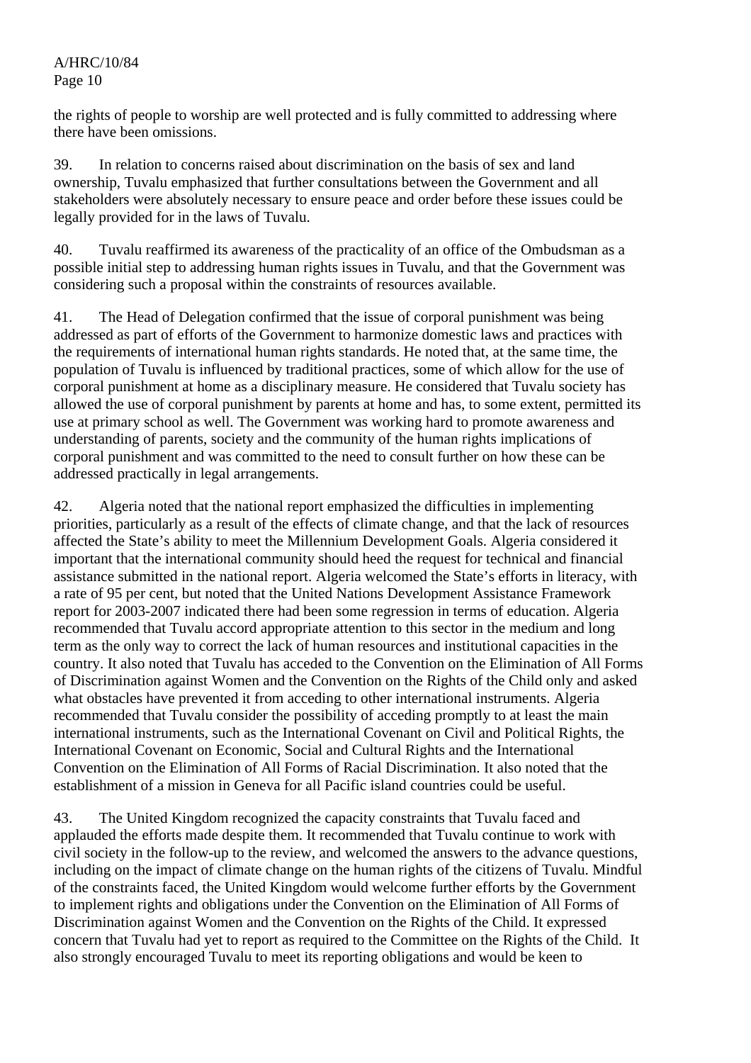the rights of people to worship are well protected and is fully committed to addressing where there have been omissions.

39. In relation to concerns raised about discrimination on the basis of sex and land ownership, Tuvalu emphasized that further consultations between the Government and all stakeholders were absolutely necessary to ensure peace and order before these issues could be legally provided for in the laws of Tuvalu.

40. Tuvalu reaffirmed its awareness of the practicality of an office of the Ombudsman as a possible initial step to addressing human rights issues in Tuvalu, and that the Government was considering such a proposal within the constraints of resources available.

41. The Head of Delegation confirmed that the issue of corporal punishment was being addressed as part of efforts of the Government to harmonize domestic laws and practices with the requirements of international human rights standards. He noted that, at the same time, the population of Tuvalu is influenced by traditional practices, some of which allow for the use of corporal punishment at home as a disciplinary measure. He considered that Tuvalu society has allowed the use of corporal punishment by parents at home and has, to some extent, permitted its use at primary school as well. The Government was working hard to promote awareness and understanding of parents, society and the community of the human rights implications of corporal punishment and was committed to the need to consult further on how these can be addressed practically in legal arrangements.

42. Algeria noted that the national report emphasized the difficulties in implementing priorities, particularly as a result of the effects of climate change, and that the lack of resources affected the State's ability to meet the Millennium Development Goals. Algeria considered it important that the international community should heed the request for technical and financial assistance submitted in the national report. Algeria welcomed the State's efforts in literacy, with a rate of 95 per cent, but noted that the United Nations Development Assistance Framework report for 2003-2007 indicated there had been some regression in terms of education. Algeria recommended that Tuvalu accord appropriate attention to this sector in the medium and long term as the only way to correct the lack of human resources and institutional capacities in the country. It also noted that Tuvalu has acceded to the Convention on the Elimination of All Forms of Discrimination against Women and the Convention on the Rights of the Child only and asked what obstacles have prevented it from acceding to other international instruments. Algeria recommended that Tuvalu consider the possibility of acceding promptly to at least the main international instruments, such as the International Covenant on Civil and Political Rights, the International Covenant on Economic, Social and Cultural Rights and the International Convention on the Elimination of All Forms of Racial Discrimination. It also noted that the establishment of a mission in Geneva for all Pacific island countries could be useful.

43. The United Kingdom recognized the capacity constraints that Tuvalu faced and applauded the efforts made despite them. It recommended that Tuvalu continue to work with civil society in the follow-up to the review, and welcomed the answers to the advance questions, including on the impact of climate change on the human rights of the citizens of Tuvalu. Mindful of the constraints faced, the United Kingdom would welcome further efforts by the Government to implement rights and obligations under the Convention on the Elimination of All Forms of Discrimination against Women and the Convention on the Rights of the Child. It expressed concern that Tuvalu had yet to report as required to the Committee on the Rights of the Child. It also strongly encouraged Tuvalu to meet its reporting obligations and would be keen to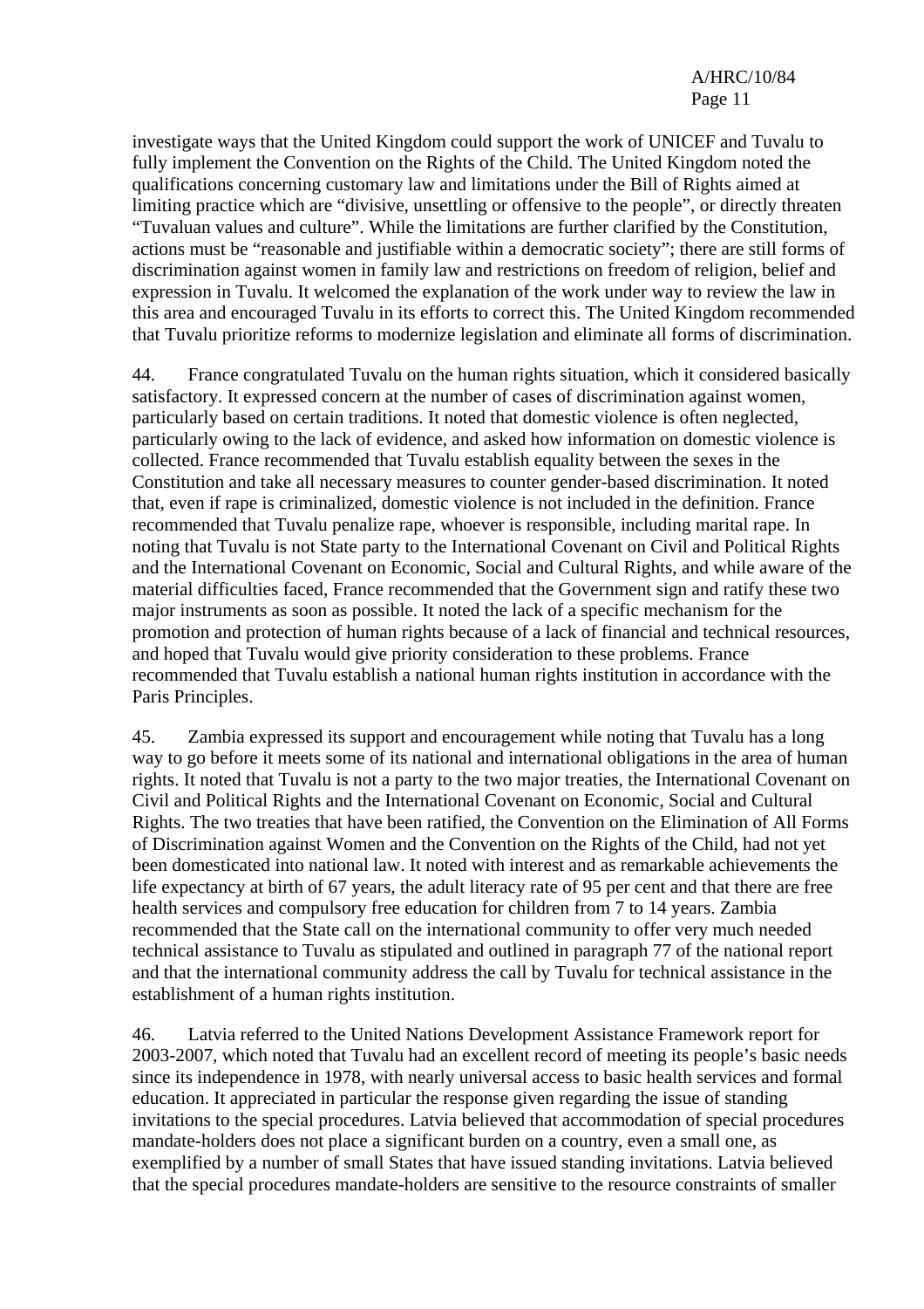investigate ways that the United Kingdom could support the work of UNICEF and Tuvalu to fully implement the Convention on the Rights of the Child. The United Kingdom noted the qualifications concerning customary law and limitations under the Bill of Rights aimed at limiting practice which are "divisive, unsettling or offensive to the people", or directly threaten "Tuvaluan values and culture". While the limitations are further clarified by the Constitution, actions must be "reasonable and justifiable within a democratic society"; there are still forms of discrimination against women in family law and restrictions on freedom of religion, belief and expression in Tuvalu. It welcomed the explanation of the work under way to review the law in this area and encouraged Tuvalu in its efforts to correct this. The United Kingdom recommended that Tuvalu prioritize reforms to modernize legislation and eliminate all forms of discrimination.

44. France congratulated Tuvalu on the human rights situation, which it considered basically satisfactory. It expressed concern at the number of cases of discrimination against women, particularly based on certain traditions. It noted that domestic violence is often neglected, particularly owing to the lack of evidence, and asked how information on domestic violence is collected. France recommended that Tuvalu establish equality between the sexes in the Constitution and take all necessary measures to counter gender-based discrimination. It noted that, even if rape is criminalized, domestic violence is not included in the definition. France recommended that Tuvalu penalize rape, whoever is responsible, including marital rape. In noting that Tuvalu is not State party to the International Covenant on Civil and Political Rights and the International Covenant on Economic, Social and Cultural Rights, and while aware of the material difficulties faced, France recommended that the Government sign and ratify these two major instruments as soon as possible. It noted the lack of a specific mechanism for the promotion and protection of human rights because of a lack of financial and technical resources, and hoped that Tuvalu would give priority consideration to these problems. France recommended that Tuvalu establish a national human rights institution in accordance with the Paris Principles.

45. Zambia expressed its support and encouragement while noting that Tuvalu has a long way to go before it meets some of its national and international obligations in the area of human rights. It noted that Tuvalu is not a party to the two major treaties, the International Covenant on Civil and Political Rights and the International Covenant on Economic, Social and Cultural Rights. The two treaties that have been ratified, the Convention on the Elimination of All Forms of Discrimination against Women and the Convention on the Rights of the Child, had not yet been domesticated into national law. It noted with interest and as remarkable achievements the life expectancy at birth of 67 years, the adult literacy rate of 95 per cent and that there are free health services and compulsory free education for children from 7 to 14 years. Zambia recommended that the State call on the international community to offer very much needed technical assistance to Tuvalu as stipulated and outlined in paragraph 77 of the national report and that the international community address the call by Tuvalu for technical assistance in the establishment of a human rights institution.

46. Latvia referred to the United Nations Development Assistance Framework report for 2003-2007, which noted that Tuvalu had an excellent record of meeting its people's basic needs since its independence in 1978, with nearly universal access to basic health services and formal education. It appreciated in particular the response given regarding the issue of standing invitations to the special procedures. Latvia believed that accommodation of special procedures mandate-holders does not place a significant burden on a country, even a small one, as exemplified by a number of small States that have issued standing invitations. Latvia believed that the special procedures mandate-holders are sensitive to the resource constraints of smaller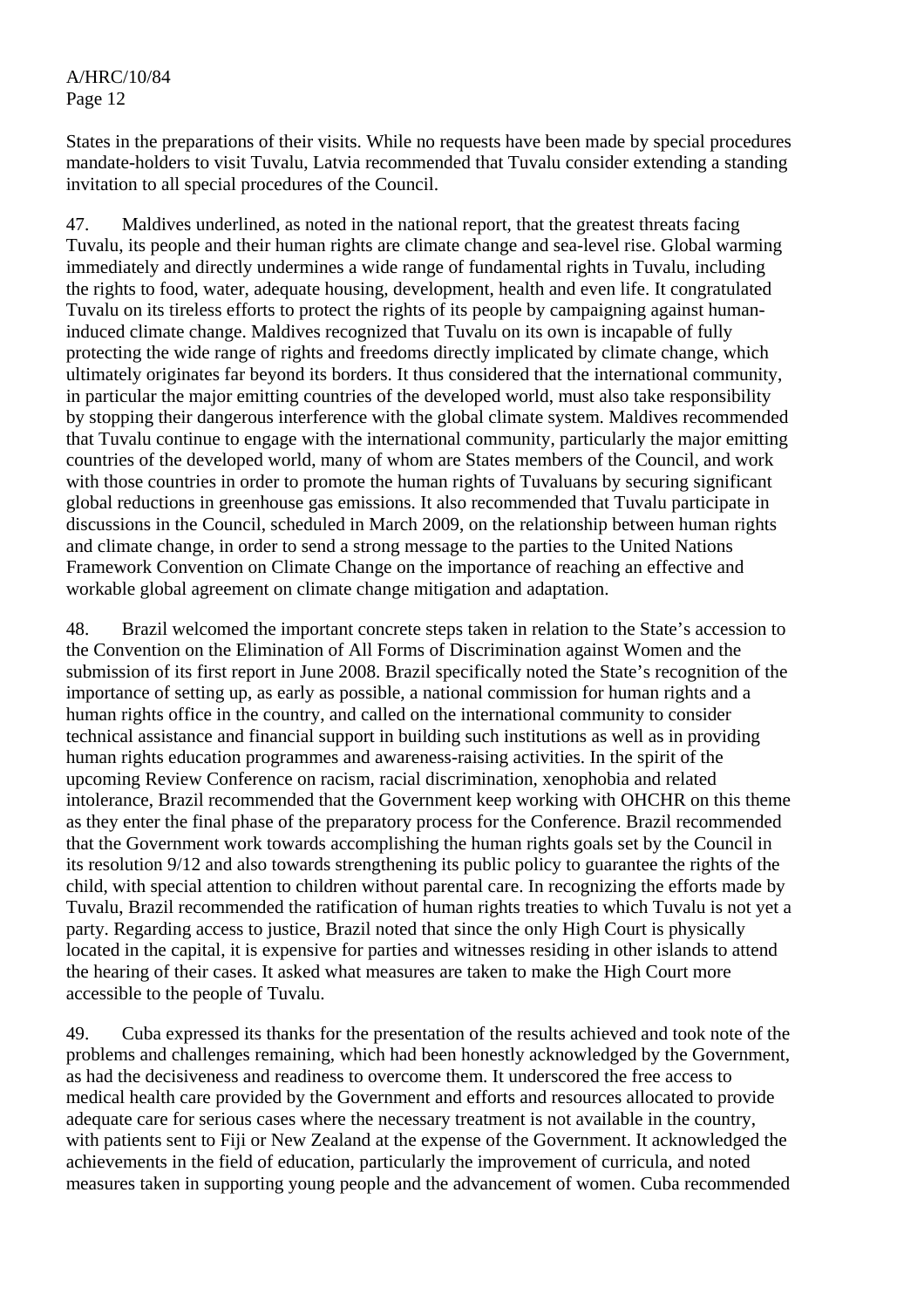States in the preparations of their visits. While no requests have been made by special procedures mandate-holders to visit Tuvalu, Latvia recommended that Tuvalu consider extending a standing invitation to all special procedures of the Council.

47. Maldives underlined, as noted in the national report, that the greatest threats facing Tuvalu, its people and their human rights are climate change and sea-level rise. Global warming immediately and directly undermines a wide range of fundamental rights in Tuvalu, including the rights to food, water, adequate housing, development, health and even life. It congratulated Tuvalu on its tireless efforts to protect the rights of its people by campaigning against human-induced climate change. Maldives recognized that Tuvalu on its own is incapable of fully protecting the wide range of rights and freedoms directly implicated by climate change, which ultimately originates far beyond its borders. It thus considered that the international community, in particular the major emitting countries of the developed world, must also take responsibility by stopping their dangerous interference with the global climate system. Maldives recommended that Tuvalu continue to engage with the international community, particularly the major emitting countries of the developed world, many of whom are States members of the Council, and work with those countries in order to promote the human rights of Tuvaluans by securing significant global reductions in greenhouse gas emissions. It also recommended that Tuvalu participate in discussions in the Council, scheduled in March 2009, on the relationship between human rights and climate change, in order to send a strong message to the parties to the United Nations Framework Convention on Climate Change on the importance of reaching an effective and workable global agreement on climate change mitigation and adaptation.

48. Brazil welcomed the important concrete steps taken in relation to the State's accession to the Convention on the Elimination of All Forms of Discrimination against Women and the submission of its first report in June 2008. Brazil specifically noted the State's recognition of the importance of setting up, as early as possible, a national commission for human rights and a human rights office in the country, and called on the international community to consider technical assistance and financial support in building such institutions as well as in providing human rights education programmes and awareness-raising activities. In the spirit of the upcoming Review Conference on racism, racial discrimination, xenophobia and related intolerance, Brazil recommended that the Government keep working with OHCHR on this theme as they enter the final phase of the preparatory process for the Conference. Brazil recommended that the Government work towards accomplishing the human rights goals set by the Council in its resolution 9/12 and also towards strengthening its public policy to guarantee the rights of the child, with special attention to children without parental care. In recognizing the efforts made by Tuvalu, Brazil recommended the ratification of human rights treaties to which Tuvalu is not yet a party. Regarding access to justice, Brazil noted that since the only High Court is physically located in the capital, it is expensive for parties and witnesses residing in other islands to attend the hearing of their cases. It asked what measures are taken to make the High Court more accessible to the people of Tuvalu.

49. Cuba expressed its thanks for the presentation of the results achieved and took note of the problems and challenges remaining, which had been honestly acknowledged by the Government, as had the decisiveness and readiness to overcome them. It underscored the free access to medical health care provided by the Government and efforts and resources allocated to provide adequate care for serious cases where the necessary treatment is not available in the country, with patients sent to Fiji or New Zealand at the expense of the Government. It acknowledged the achievements in the field of education, particularly the improvement of curricula, and noted measures taken in supporting young people and the advancement of women. Cuba recommended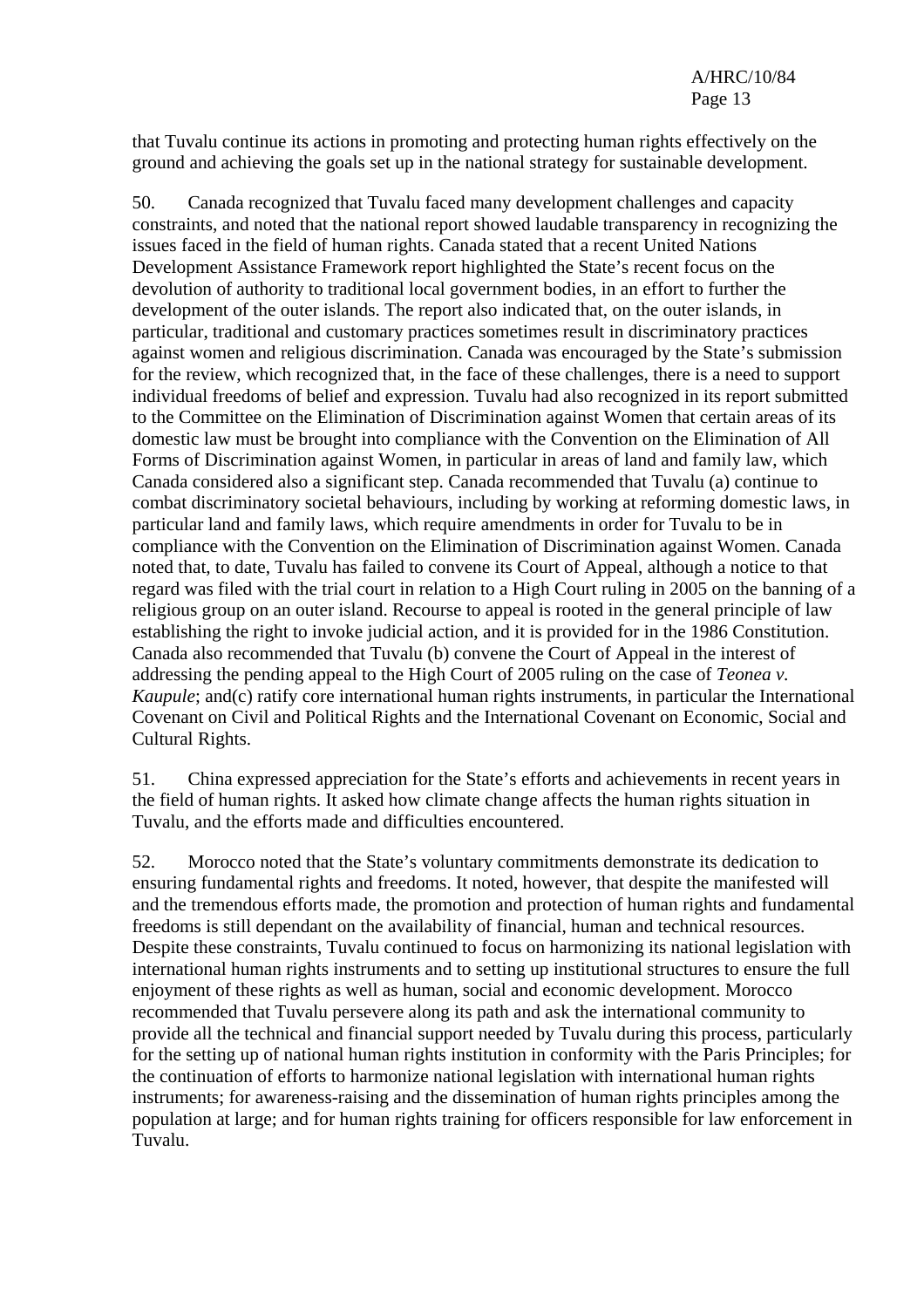that Tuvalu continue its actions in promoting and protecting human rights effectively on the ground and achieving the goals set up in the national strategy for sustainable development.

50. Canada recognized that Tuvalu faced many development challenges and capacity constraints, and noted that the national report showed laudable transparency in recognizing the issues faced in the field of human rights. Canada stated that a recent United Nations Development Assistance Framework report highlighted the State's recent focus on the devolution of authority to traditional local government bodies, in an effort to further the development of the outer islands. The report also indicated that, on the outer islands, in particular, traditional and customary practices sometimes result in discriminatory practices against women and religious discrimination. Canada was encouraged by the State's submission for the review, which recognized that, in the face of these challenges, there is a need to support individual freedoms of belief and expression. Tuvalu had also recognized in its report submitted to the Committee on the Elimination of Discrimination against Women that certain areas of its domestic law must be brought into compliance with the Convention on the Elimination of All Forms of Discrimination against Women, in particular in areas of land and family law, which Canada considered also a significant step. Canada recommended that Tuvalu (a) continue to combat discriminatory societal behaviours, including by working at reforming domestic laws, in particular land and family laws, which require amendments in order for Tuvalu to be in compliance with the Convention on the Elimination of Discrimination against Women. Canada noted that, to date, Tuvalu has failed to convene its Court of Appeal, although a notice to that regard was filed with the trial court in relation to a High Court ruling in 2005 on the banning of a religious group on an outer island. Recourse to appeal is rooted in the general principle of law establishing the right to invoke judicial action, and it is provided for in the 1986 Constitution. Canada also recommended that Tuvalu (b) convene the Court of Appeal in the interest of addressing the pending appeal to the High Court of 2005 ruling on the case of *Teonea v. Kaupule*; and(c) ratify core international human rights instruments, in particular the International Covenant on Civil and Political Rights and the International Covenant on Economic, Social and Cultural Rights.

51. China expressed appreciation for the State's efforts and achievements in recent years in the field of human rights. It asked how climate change affects the human rights situation in Tuvalu, and the efforts made and difficulties encountered.

52. Morocco noted that the State's voluntary commitments demonstrate its dedication to ensuring fundamental rights and freedoms. It noted, however, that despite the manifested will and the tremendous efforts made, the promotion and protection of human rights and fundamental freedoms is still dependant on the availability of financial, human and technical resources. Despite these constraints, Tuvalu continued to focus on harmonizing its national legislation with international human rights instruments and to setting up institutional structures to ensure the full enjoyment of these rights as well as human, social and economic development. Morocco recommended that Tuvalu persevere along its path and ask the international community to provide all the technical and financial support needed by Tuvalu during this process, particularly for the setting up of national human rights institution in conformity with the Paris Principles; for the continuation of efforts to harmonize national legislation with international human rights instruments; for awareness-raising and the dissemination of human rights principles among the population at large; and for human rights training for officers responsible for law enforcement in Tuvalu.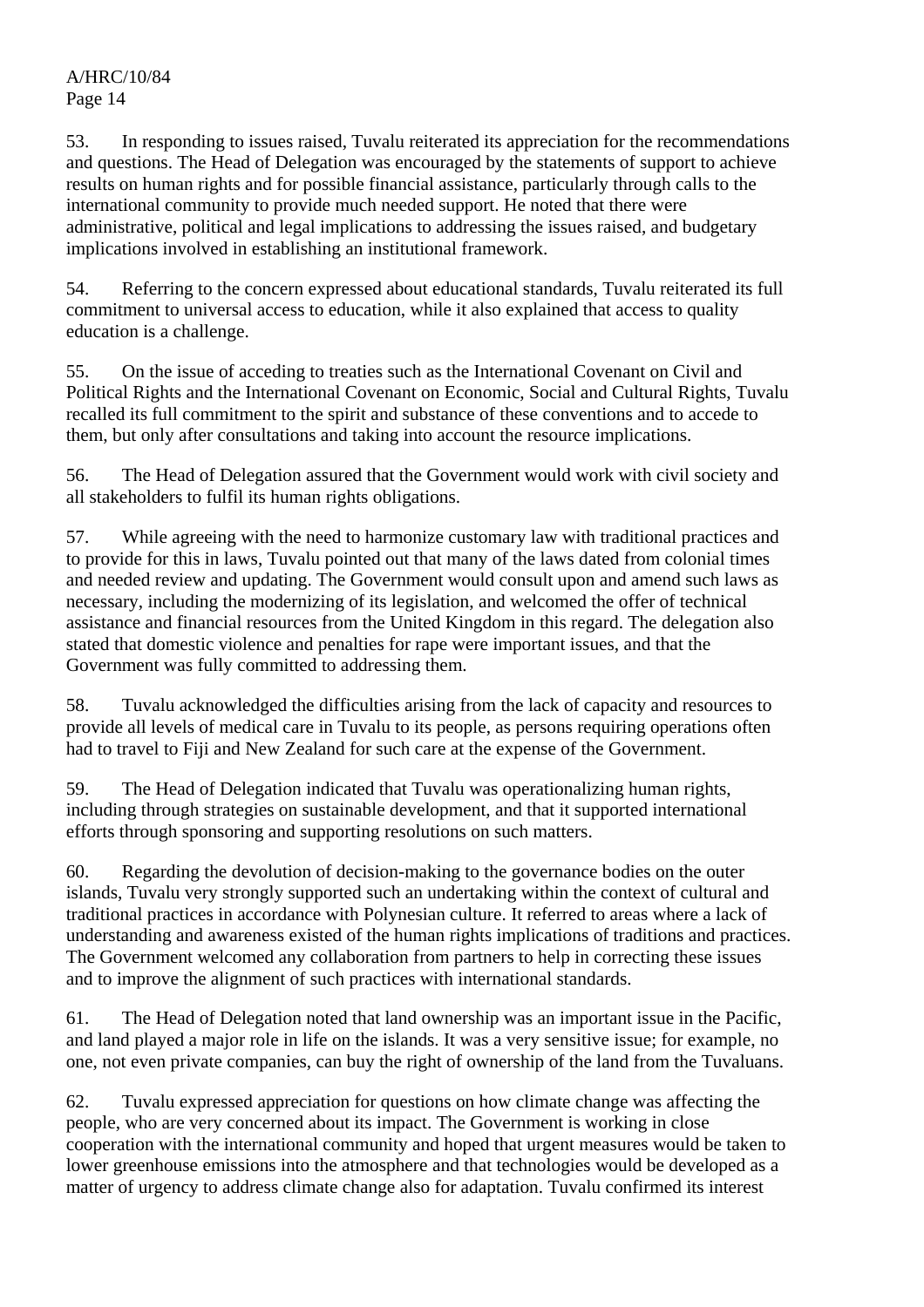53. In responding to issues raised, Tuvalu reiterated its appreciation for the recommendations and questions. The Head of Delegation was encouraged by the statements of support to achieve results on human rights and for possible financial assistance, particularly through calls to the international community to provide much needed support. He noted that there were administrative, political and legal implications to addressing the issues raised, and budgetary implications involved in establishing an institutional framework.

54. Referring to the concern expressed about educational standards, Tuvalu reiterated its full commitment to universal access to education, while it also explained that access to quality education is a challenge.

55. On the issue of acceding to treaties such as the International Covenant on Civil and Political Rights and the International Covenant on Economic, Social and Cultural Rights, Tuvalu recalled its full commitment to the spirit and substance of these conventions and to accede to them, but only after consultations and taking into account the resource implications.

56. The Head of Delegation assured that the Government would work with civil society and all stakeholders to fulfil its human rights obligations.

57. While agreeing with the need to harmonize customary law with traditional practices and to provide for this in laws, Tuvalu pointed out that many of the laws dated from colonial times and needed review and updating. The Government would consult upon and amend such laws as necessary, including the modernizing of its legislation, and welcomed the offer of technical assistance and financial resources from the United Kingdom in this regard. The delegation also stated that domestic violence and penalties for rape were important issues, and that the Government was fully committed to addressing them.

58. Tuvalu acknowledged the difficulties arising from the lack of capacity and resources to provide all levels of medical care in Tuvalu to its people, as persons requiring operations often had to travel to Fiji and New Zealand for such care at the expense of the Government.

59. The Head of Delegation indicated that Tuvalu was operationalizing human rights, including through strategies on sustainable development, and that it supported international efforts through sponsoring and supporting resolutions on such matters.

60. Regarding the devolution of decision-making to the governance bodies on the outer islands, Tuvalu very strongly supported such an undertaking within the context of cultural and traditional practices in accordance with Polynesian culture. It referred to areas where a lack of understanding and awareness existed of the human rights implications of traditions and practices. The Government welcomed any collaboration from partners to help in correcting these issues and to improve the alignment of such practices with international standards.

61. The Head of Delegation noted that land ownership was an important issue in the Pacific, and land played a major role in life on the islands. It was a very sensitive issue; for example, no one, not even private companies, can buy the right of ownership of the land from the Tuvaluans.

62. Tuvalu expressed appreciation for questions on how climate change was affecting the people, who are very concerned about its impact. The Government is working in close cooperation with the international community and hoped that urgent measures would be taken to lower greenhouse emissions into the atmosphere and that technologies would be developed as a matter of urgency to address climate change also for adaptation. Tuvalu confirmed its interest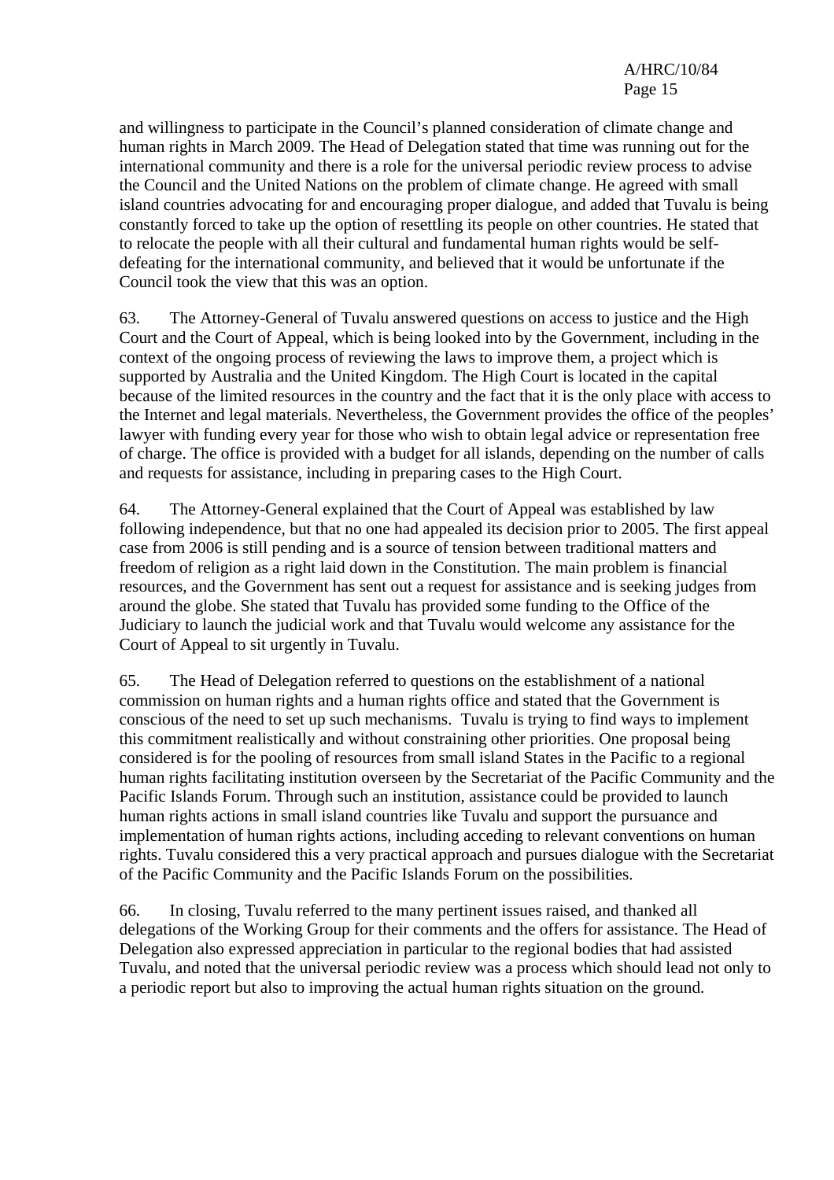and willingness to participate in the Council's planned consideration of climate change and human rights in March 2009. The Head of Delegation stated that time was running out for the international community and there is a role for the universal periodic review process to advise the Council and the United Nations on the problem of climate change. He agreed with small island countries advocating for and encouraging proper dialogue, and added that Tuvalu is being constantly forced to take up the option of resettling its people on other countries. He stated that to relocate the people with all their cultural and fundamental human rights would be self-defeating for the international community, and believed that it would be unfortunate if the Council took the view that this was an option.

63. The Attorney-General of Tuvalu answered questions on access to justice and the High Court and the Court of Appeal, which is being looked into by the Government, including in the context of the ongoing process of reviewing the laws to improve them, a project which is supported by Australia and the United Kingdom. The High Court is located in the capital because of the limited resources in the country and the fact that it is the only place with access to the Internet and legal materials. Nevertheless, the Government provides the office of the peoples' lawyer with funding every year for those who wish to obtain legal advice or representation free of charge. The office is provided with a budget for all islands, depending on the number of calls and requests for assistance, including in preparing cases to the High Court.

64. The Attorney-General explained that the Court of Appeal was established by law following independence, but that no one had appealed its decision prior to 2005. The first appeal case from 2006 is still pending and is a source of tension between traditional matters and freedom of religion as a right laid down in the Constitution. The main problem is financial resources, and the Government has sent out a request for assistance and is seeking judges from around the globe. She stated that Tuvalu has provided some funding to the Office of the Judiciary to launch the judicial work and that Tuvalu would welcome any assistance for the Court of Appeal to sit urgently in Tuvalu.

65. The Head of Delegation referred to questions on the establishment of a national commission on human rights and a human rights office and stated that the Government is conscious of the need to set up such mechanisms. Tuvalu is trying to find ways to implement this commitment realistically and without constraining other priorities. One proposal being considered is for the pooling of resources from small island States in the Pacific to a regional human rights facilitating institution overseen by the Secretariat of the Pacific Community and the Pacific Islands Forum. Through such an institution, assistance could be provided to launch human rights actions in small island countries like Tuvalu and support the pursuance and implementation of human rights actions, including acceding to relevant conventions on human rights. Tuvalu considered this a very practical approach and pursues dialogue with the Secretariat of the Pacific Community and the Pacific Islands Forum on the possibilities.

66. In closing, Tuvalu referred to the many pertinent issues raised, and thanked all delegations of the Working Group for their comments and the offers for assistance. The Head of Delegation also expressed appreciation in particular to the regional bodies that had assisted Tuvalu, and noted that the universal periodic review was a process which should lead not only to a periodic report but also to improving the actual human rights situation on the ground.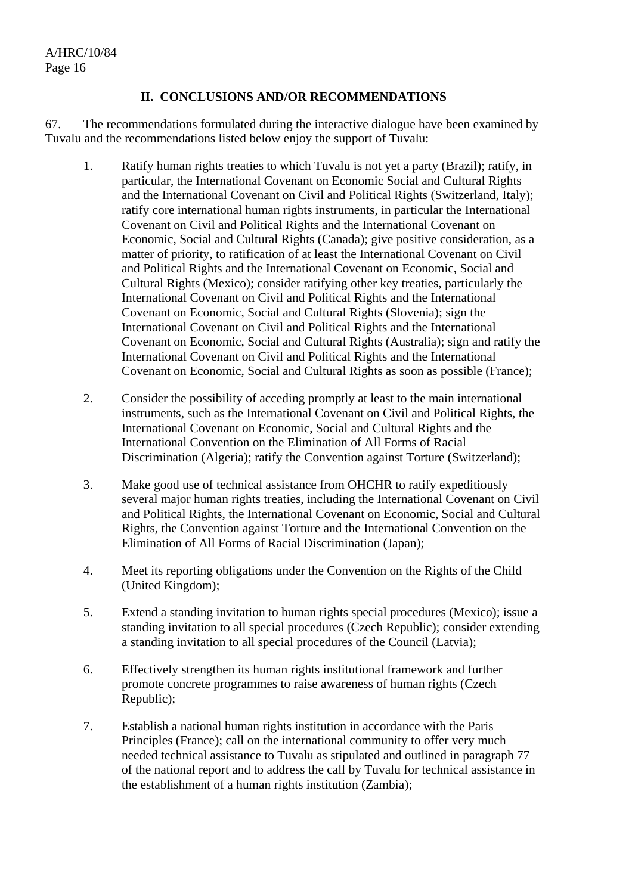## II. CONCLUSIONS AND/OR RECOMMENDATIONS

67. The recommendations formulated during the interactive dialogue have been examined by Tuvalu and the recommendations listed below enjoy the support of Tuvalu:

1. Ratify human rights treaties to which Tuvalu is not yet a party (Brazil); ratify, in particular, the International Covenant on Economic Social and Cultural Rights and the International Covenant on Civil and Political Rights (Switzerland, Italy); ratify core international human rights instruments, in particular the International Covenant on Civil and Political Rights and the International Covenant on Economic, Social and Cultural Rights (Canada); give positive consideration, as a matter of priority, to ratification of at least the International Covenant on Civil and Political Rights and the International Covenant on Economic, Social and Cultural Rights (Mexico); consider ratifying other key treaties, particularly the International Covenant on Civil and Political Rights and the International Covenant on Economic, Social and Cultural Rights (Slovenia); sign the International Covenant on Civil and Political Rights and the International Covenant on Economic, Social and Cultural Rights (Australia); sign and ratify the International Covenant on Civil and Political Rights and the International Covenant on Economic, Social and Cultural Rights as soon as possible (France);

2. Consider the possibility of acceding promptly at least to the main international instruments, such as the International Covenant on Civil and Political Rights, the International Covenant on Economic, Social and Cultural Rights and the International Convention on the Elimination of All Forms of Racial Discrimination (Algeria); ratify the Convention against Torture (Switzerland);

3. Make good use of technical assistance from OHCHR to ratify expeditiously several major human rights treaties, including the International Covenant on Civil and Political Rights, the International Covenant on Economic, Social and Cultural Rights, the Convention against Torture and the International Convention on the Elimination of All Forms of Racial Discrimination (Japan);

4. Meet its reporting obligations under the Convention on the Rights of the Child (United Kingdom);

5. Extend a standing invitation to human rights special procedures (Mexico); issue a standing invitation to all special procedures (Czech Republic); consider extending a standing invitation to all special procedures of the Council (Latvia);

6. Effectively strengthen its human rights institutional framework and further promote concrete programmes to raise awareness of human rights (Czech Republic);

7. Establish a national human rights institution in accordance with the Paris Principles (France); call on the international community to offer very much needed technical assistance to Tuvalu as stipulated and outlined in paragraph 77 of the national report and to address the call by Tuvalu for technical assistance in the establishment of a human rights institution (Zambia);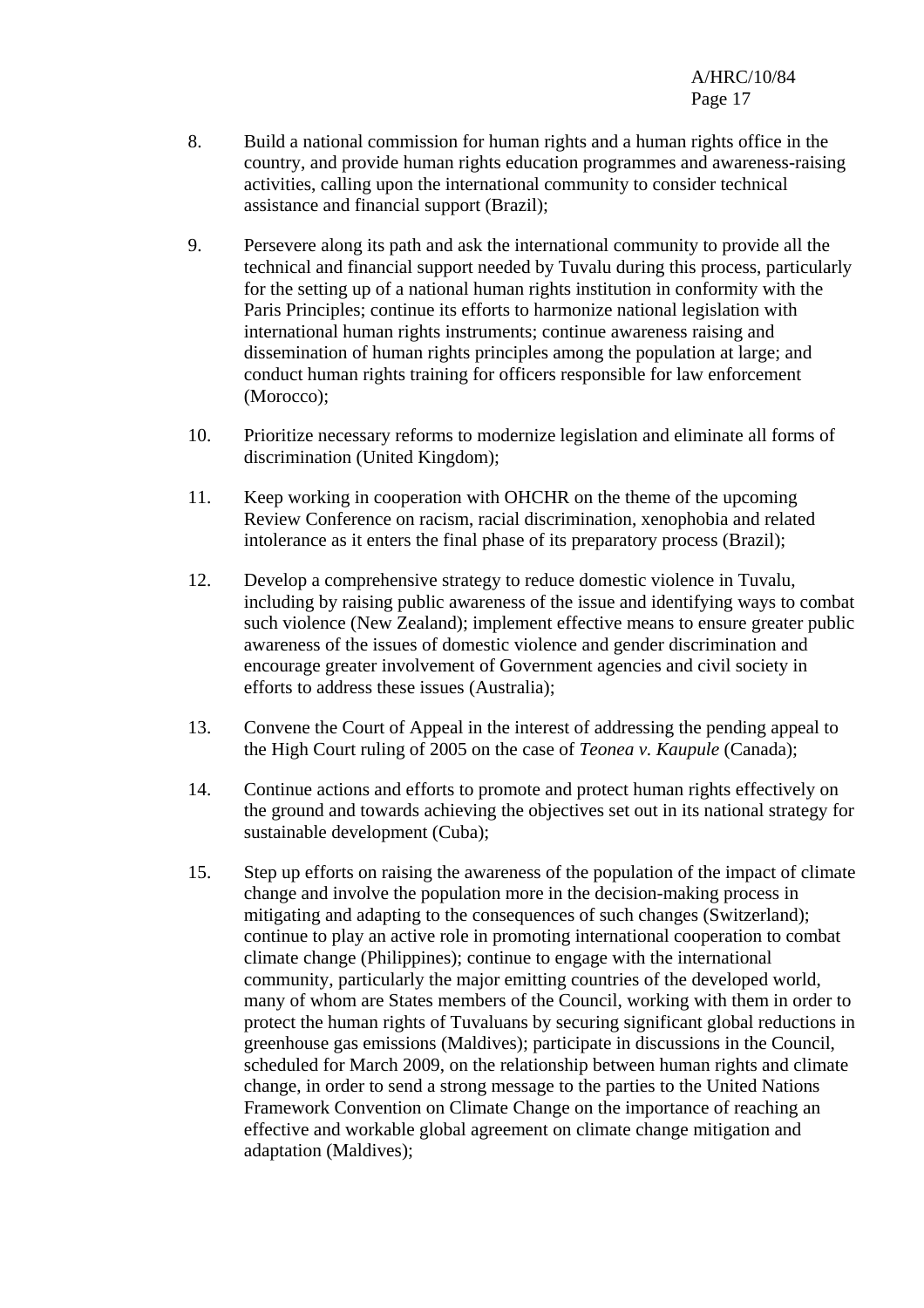8. Build a national commission for human rights and a human rights office in the country, and provide human rights education programmes and awareness-raising activities, calling upon the international community to consider technical assistance and financial support (Brazil);

9. Persevere along its path and ask the international community to provide all the technical and financial support needed by Tuvalu during this process, particularly for the setting up of a national human rights institution in conformity with the Paris Principles; continue its efforts to harmonize national legislation with international human rights instruments; continue awareness raising and dissemination of human rights principles among the population at large; and conduct human rights training for officers responsible for law enforcement (Morocco);

10. Prioritize necessary reforms to modernize legislation and eliminate all forms of discrimination (United Kingdom);

11. Keep working in cooperation with OHCHR on the theme of the upcoming Review Conference on racism, racial discrimination, xenophobia and related intolerance as it enters the final phase of its preparatory process (Brazil);

12. Develop a comprehensive strategy to reduce domestic violence in Tuvalu, including by raising public awareness of the issue and identifying ways to combat such violence (New Zealand); implement effective means to ensure greater public awareness of the issues of domestic violence and gender discrimination and encourage greater involvement of Government agencies and civil society in efforts to address these issues (Australia);

13. Convene the Court of Appeal in the interest of addressing the pending appeal to the High Court ruling of 2005 on the case of *Teonea v. Kaupule* (Canada);

14. Continue actions and efforts to promote and protect human rights effectively on the ground and towards achieving the objectives set out in its national strategy for sustainable development (Cuba);

15. Step up efforts on raising the awareness of the population of the impact of climate change and involve the population more in the decision-making process in mitigating and adapting to the consequences of such changes (Switzerland); continue to play an active role in promoting international cooperation to combat climate change (Philippines); continue to engage with the international community, particularly the major emitting countries of the developed world, many of whom are States members of the Council, working with them in order to protect the human rights of Tuvaluans by securing significant global reductions in greenhouse gas emissions (Maldives); participate in discussions in the Council, scheduled for March 2009, on the relationship between human rights and climate change, in order to send a strong message to the parties to the United Nations Framework Convention on Climate Change on the importance of reaching an effective and workable global agreement on climate change mitigation and adaptation (Maldives);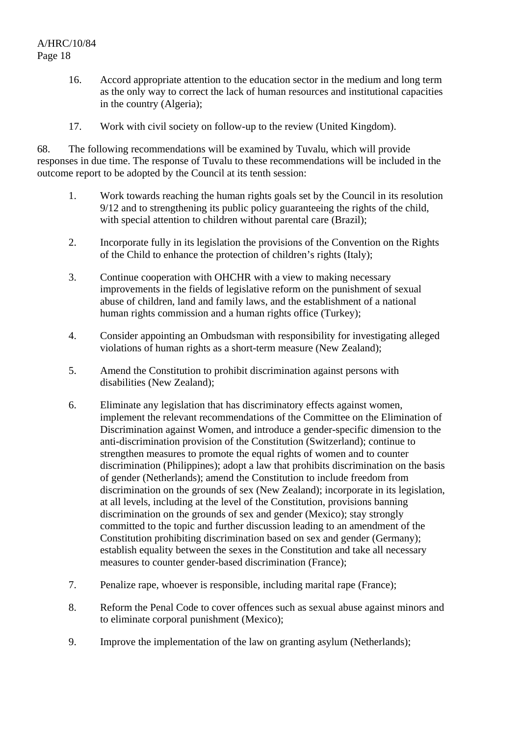16. Accord appropriate attention to the education sector in the medium and long term as the only way to correct the lack of human resources and institutional capacities in the country (Algeria);

17. Work with civil society on follow-up to the review (United Kingdom).

68. The following recommendations will be examined by Tuvalu, which will provide responses in due time. The response of Tuvalu to these recommendations will be included in the outcome report to be adopted by the Council at its tenth session:

1. Work towards reaching the human rights goals set by the Council in its resolution 9/12 and to strengthening its public policy guaranteeing the rights of the child, with special attention to children without parental care (Brazil);

2. Incorporate fully in its legislation the provisions of the Convention on the Rights of the Child to enhance the protection of children's rights (Italy);

3. Continue cooperation with OHCHR with a view to making necessary improvements in the fields of legislative reform on the punishment of sexual abuse of children, land and family laws, and the establishment of a national human rights commission and a human rights office (Turkey);

4. Consider appointing an Ombudsman with responsibility for investigating alleged violations of human rights as a short-term measure (New Zealand);

5. Amend the Constitution to prohibit discrimination against persons with disabilities (New Zealand);

6. Eliminate any legislation that has discriminatory effects against women, implement the relevant recommendations of the Committee on the Elimination of Discrimination against Women, and introduce a gender-specific dimension to the anti-discrimination provision of the Constitution (Switzerland); continue to strengthen measures to promote the equal rights of women and to counter discrimination (Philippines); adopt a law that prohibits discrimination on the basis of gender (Netherlands); amend the Constitution to include freedom from discrimination on the grounds of sex (New Zealand); incorporate in its legislation, at all levels, including at the level of the Constitution, provisions banning discrimination on the grounds of sex and gender (Mexico); stay strongly committed to the topic and further discussion leading to an amendment of the Constitution prohibiting discrimination based on sex and gender (Germany); establish equality between the sexes in the Constitution and take all necessary measures to counter gender-based discrimination (France);

7. Penalize rape, whoever is responsible, including marital rape (France);

8. Reform the Penal Code to cover offences such as sexual abuse against minors and to eliminate corporal punishment (Mexico);

9. Improve the implementation of the law on granting asylum (Netherlands);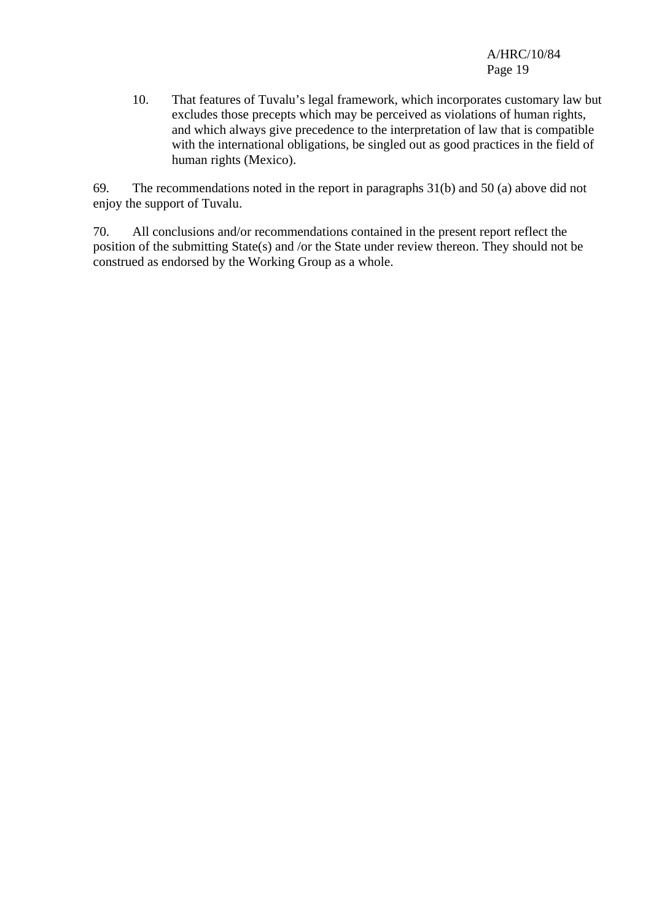10. That features of Tuvalu’s legal framework, which incorporates customary law but excludes those precepts which may be perceived as violations of human rights, and which always give precedence to the interpretation of law that is compatible with the international obligations, be singled out as good practices in the field of human rights (Mexico).

69. The recommendations noted in the report in paragraphs 31(b) and 50 (a) above did not enjoy the support of Tuvalu.

70. All conclusions and/or recommendations contained in the present report reflect the position of the submitting State(s) and /or the State under review thereon. They should not be construed as endorsed by the Working Group as a whole.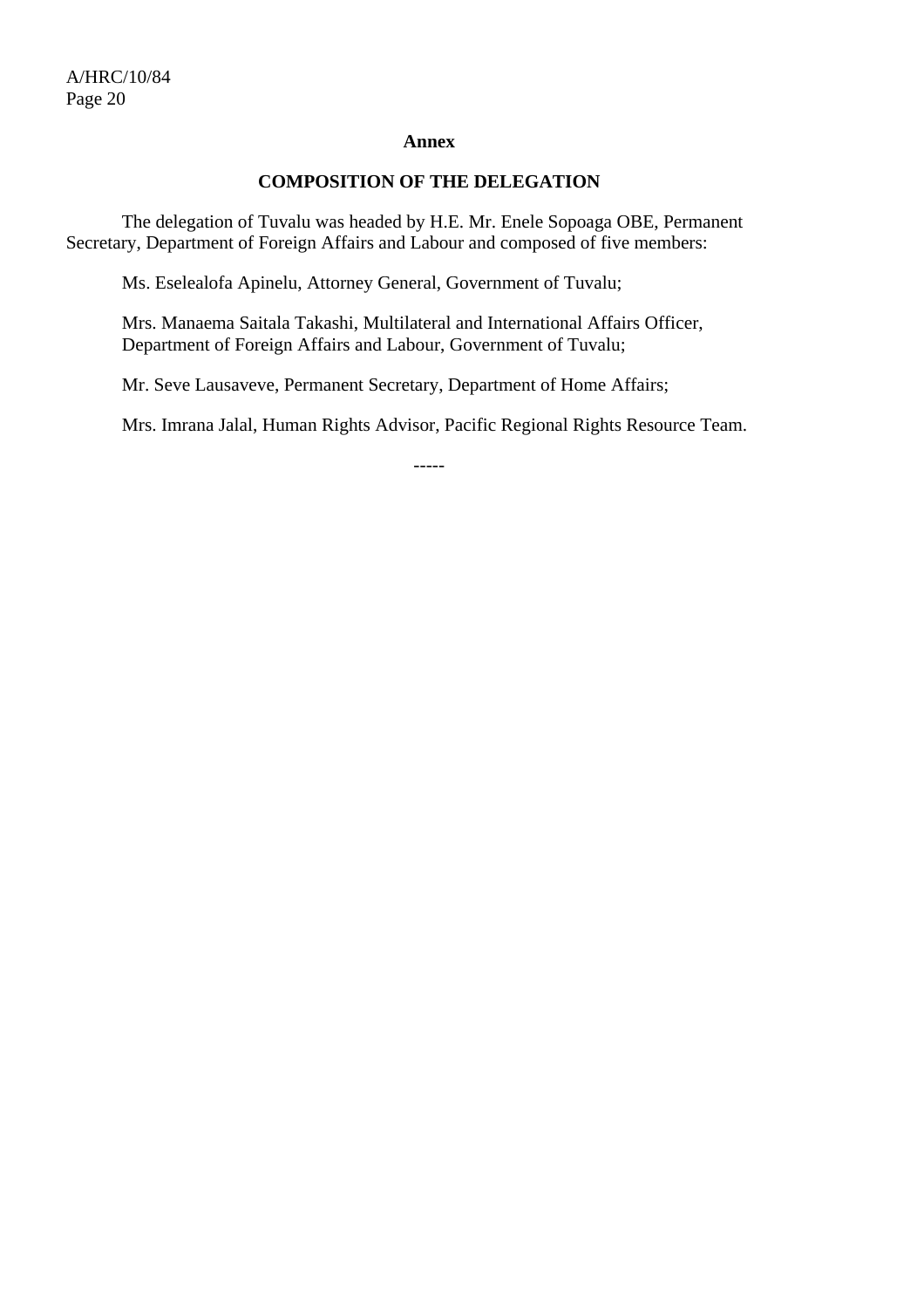**Annex**

**COMPOSITION OF THE DELEGATION**

The delegation of Tuvalu was headed by H.E. Mr. Enele Sopoaga OBE, Permanent Secretary, Department of Foreign Affairs and Labour and composed of five members:

Ms. Eselealofa Apinelu, Attorney General, Government of Tuvalu;

Mrs. Manaema Saitala Takashi, Multilateral and International Affairs Officer, Department of Foreign Affairs and Labour, Government of Tuvalu;

Mr. Seve Lausaveve, Permanent Secretary, Department of Home Affairs;

Mrs. Imrana Jalal, Human Rights Advisor, Pacific Regional Rights Resource Team.

-----